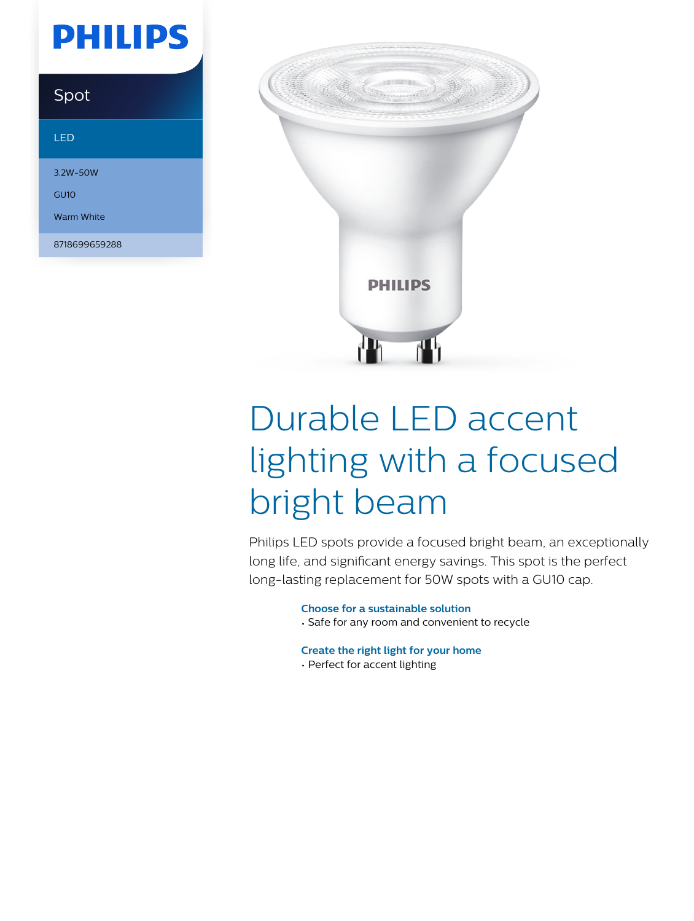PHILIPS

Spot

LED

3.2W-50W

GU10

Warm White

8718699659288

# Durable LED accent lighting with a focused bright beam

Philips LED spots provide a focused bright beam, an exceptionally long life, and significant energy savings. This spot is the perfect long-lasting replacement for 50W spots with a GU10 cap.

**Choose for a sustainable solution**

- Safe for any room and convenient to recycle

**Create the right light for your home**

- Perfect for accent lighting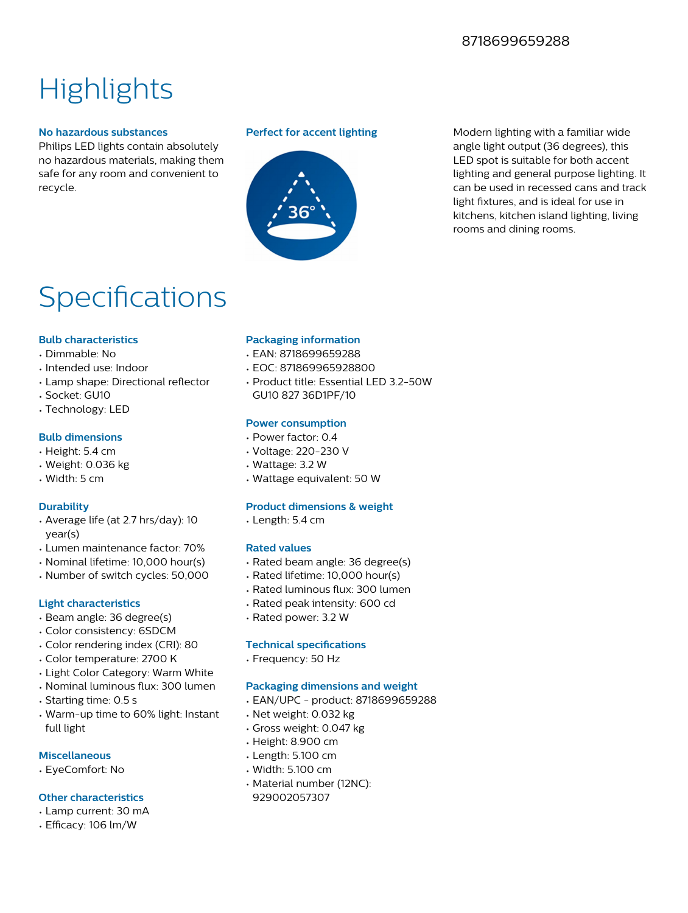8718699659288

# Highlights

### No hazardous substances

Philips LED lights contain absolutely no hazardous materials, making them safe for any room and convenient to recycle.

### Perfect for accent lighting

Modern lighting with a familiar wide angle light output (36 degrees), this LED spot is suitable for both accent lighting and general purpose lighting. It can be used in recessed cans and track light fixtures, and is ideal for use in kitchens, kitchen island lighting, living rooms and dining rooms.

# Specifications

### Bulb characteristics

- Dimmable: No
- Intended use: Indoor
- Lamp shape: Directional reflector
- Socket: GU10
- Technology: LED

### Bulb dimensions

- Height: 5.4 cm
- Weight: 0.036 kg
- Width: 5 cm

### Durability

- Average life (at 2.7 hrs/day): 10 year(s)
- Lumen maintenance factor: 70%
- Nominal lifetime: 10,000 hour(s)
- Number of switch cycles: 50,000

### Light characteristics

- Beam angle: 36 degree(s)
- Color consistency: 6SDCM
- Color rendering index (CRI): 80
- Color temperature: 2700 K
- Light Color Category: Warm White
- Nominal luminous flux: 300 lumen
- Starting time: 0.5 s
- Warm-up time to 60% light: Instant full light

### Miscellaneous

- EyeComfort: No

### Other characteristics

- Lamp current: 30 mA
- Efficacy: 106 lm/W

### Packaging information

- EAN: 8718699659288
- EOC: 871869965928800
- Product title: Essential LED 3.2-50W GU10 827 36D1PF/10

### Power consumption

- Power factor: 0.4
- Voltage: 220-230 V
- Wattage: 3.2 W
- Wattage equivalent: 50 W

### Product dimensions & weight

- Length: 5.4 cm

### Rated values

- Rated beam angle: 36 degree(s)
- Rated lifetime: 10,000 hour(s)
- Rated luminous flux: 300 lumen
- Rated peak intensity: 600 cd
- Rated power: 3.2 W

### Technical specifications

- Frequency: 50 Hz

### Packaging dimensions and weight

- EAN/UPC - product: 8718699659288
- Net weight: 0.032 kg
- Gross weight: 0.047 kg
- Height: 8.900 cm
- Length: 5.100 cm
- Width: 5.100 cm
- Material number (12NC): 929002057307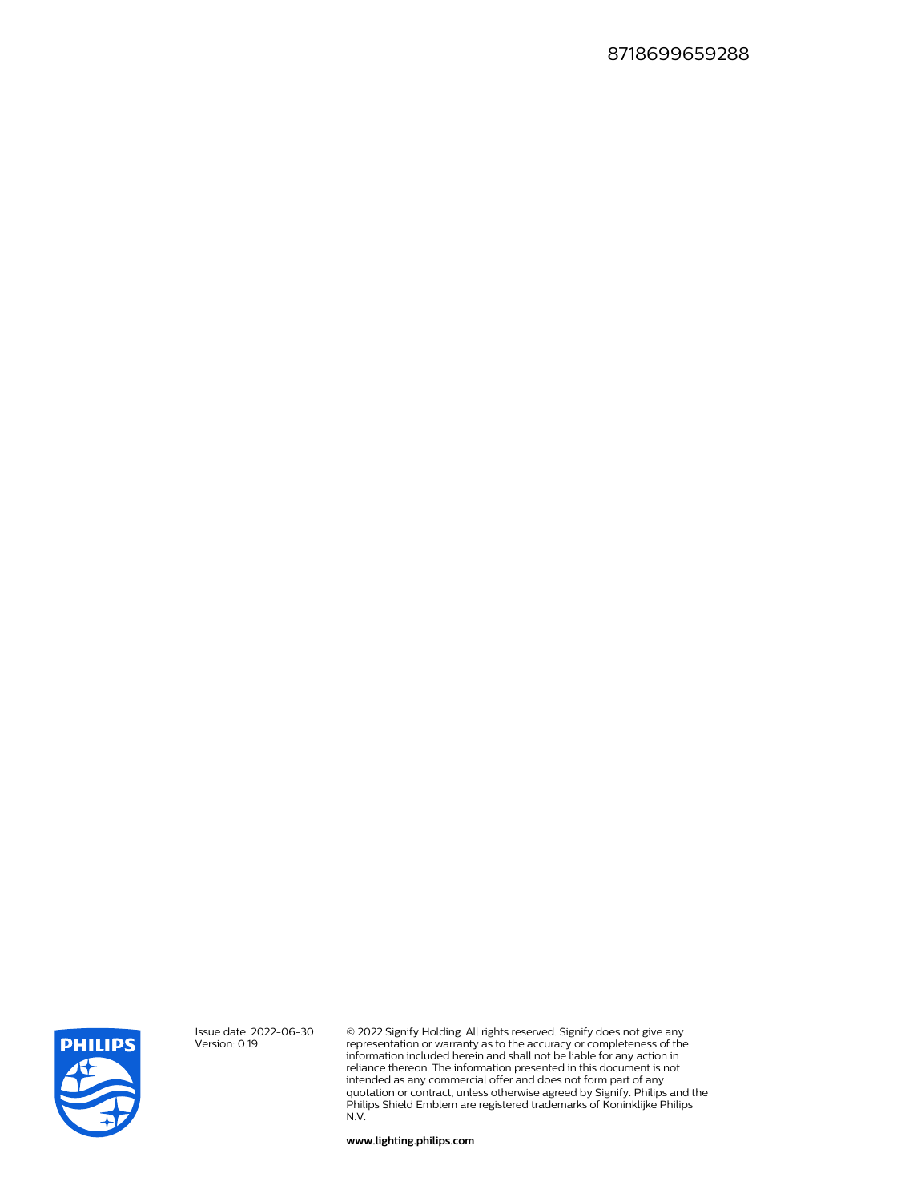8718699659288

Issue date: 2022-06-30
Version: 0.19

© 2022 Signify Holding. All rights reserved. Signify does not give any representation or warranty as to the accuracy or completeness of the information included herein and shall not be liable for any action in reliance thereon. The information presented in this document is not intended as any commercial offer and does not form part of any quotation or contract, unless otherwise agreed by Signify. Philips and the Philips Shield Emblem are registered trademarks of Koninklijke Philips N.V.

**www.lighting.philips.com**